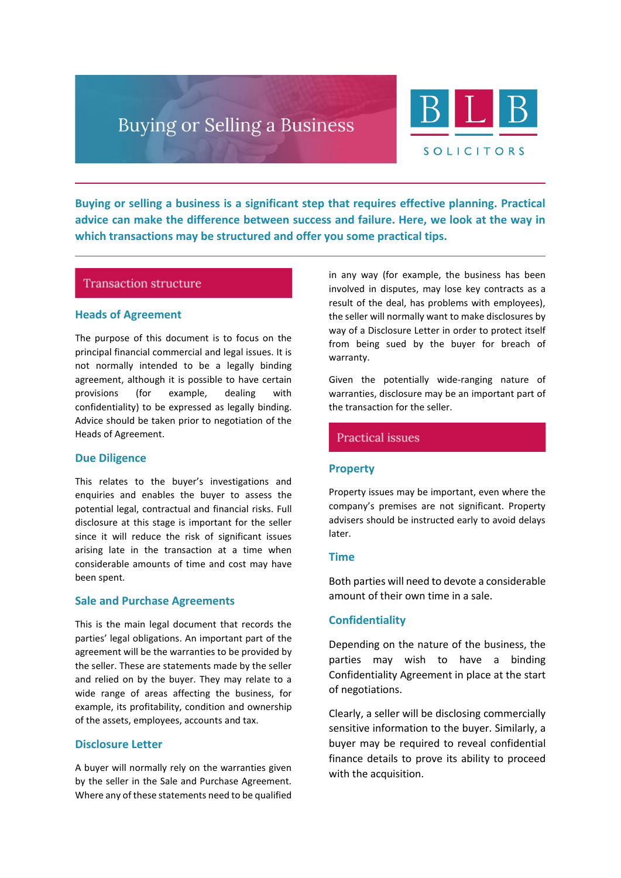# Buying or Selling a Business

BLB SOLICITORS

**Buying or selling a business is a significant step that requires effective planning. Practical advice can make the difference between success and failure. Here, we look at the way in which transactions may be structured and offer you some practical tips.**

## Transaction structure

### Heads of Agreement

The purpose of this document is to focus on the principal financial commercial and legal issues. It is not normally intended to be a legally binding agreement, although it is possible to have certain provisions (for example, dealing with confidentiality) to be expressed as legally binding. Advice should be taken prior to negotiation of the Heads of Agreement.

### Due Diligence

This relates to the buyer's investigations and enquiries and enables the buyer to assess the potential legal, contractual and financial risks. Full disclosure at this stage is important for the seller since it will reduce the risk of significant issues arising late in the transaction at a time when considerable amounts of time and cost may have been spent.

### Sale and Purchase Agreements

This is the main legal document that records the parties' legal obligations. An important part of the agreement will be the warranties to be provided by the seller. These are statements made by the seller and relied on by the buyer. They may relate to a wide range of areas affecting the business, for example, its profitability, condition and ownership of the assets, employees, accounts and tax.

### Disclosure Letter

A buyer will normally rely on the warranties given by the seller in the Sale and Purchase Agreement. Where any of these statements need to be qualified in any way (for example, the business has been involved in disputes, may lose key contracts as a result of the deal, has problems with employees), the seller will normally want to make disclosures by way of a Disclosure Letter in order to protect itself from being sued by the buyer for breach of warranty.

Given the potentially wide-ranging nature of warranties, disclosure may be an important part of the transaction for the seller.

## Practical issues

### Property

Property issues may be important, even where the company's premises are not significant. Property advisers should be instructed early to avoid delays later.

### Time

Both parties will need to devote a considerable amount of their own time in a sale.

### Confidentiality

Depending on the nature of the business, the parties may wish to have a binding Confidentiality Agreement in place at the start of negotiations.

Clearly, a seller will be disclosing commercially sensitive information to the buyer. Similarly, a buyer may be required to reveal confidential finance details to prove its ability to proceed with the acquisition.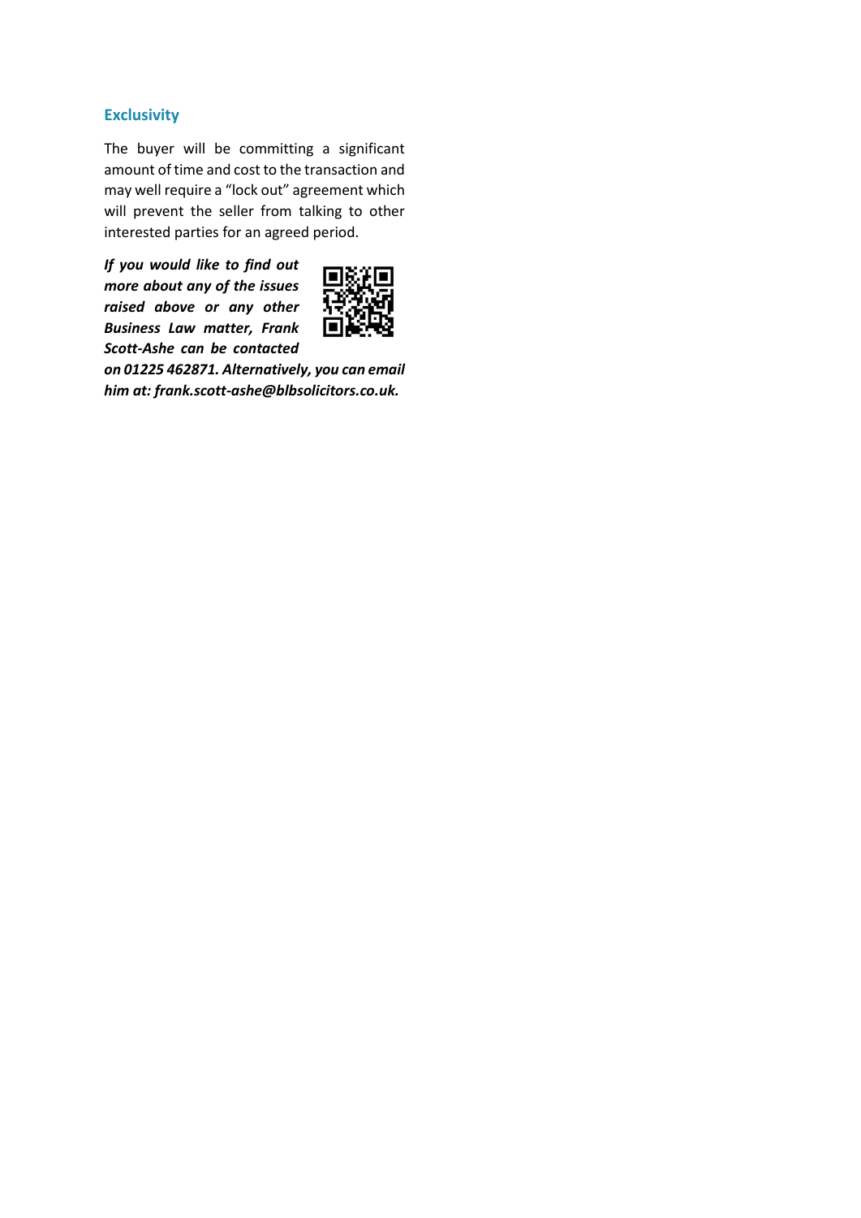## Exclusivity

The buyer will be committing a significant amount of time and cost to the transaction and may well require a "lock out" agreement which will prevent the seller from talking to other interested parties for an agreed period.

***If you would like to find out more about any of the issues raised above or any other Business Law matter, Frank Scott-Ashe can be contacted on 01225 462871. Alternatively, you can email him at: frank.scott-ashe@blbsolicitors.co.uk.***